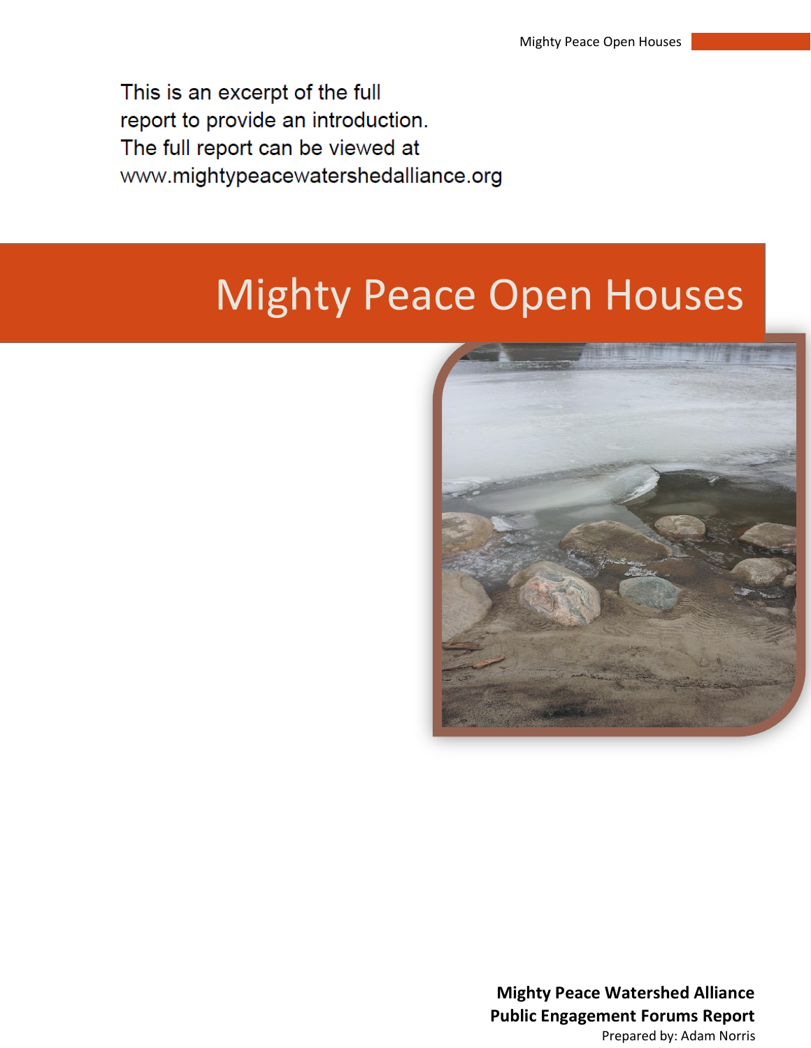This is an excerpt of the full report to provide an introduction. The full report can be viewed at www.mightypeacewatershedalliance.org

# Mighty Peace Open Houses

**Mighty Peace Watershed Alliance**
**Public Engagement Forums Report**
Prepared by: Adam Norris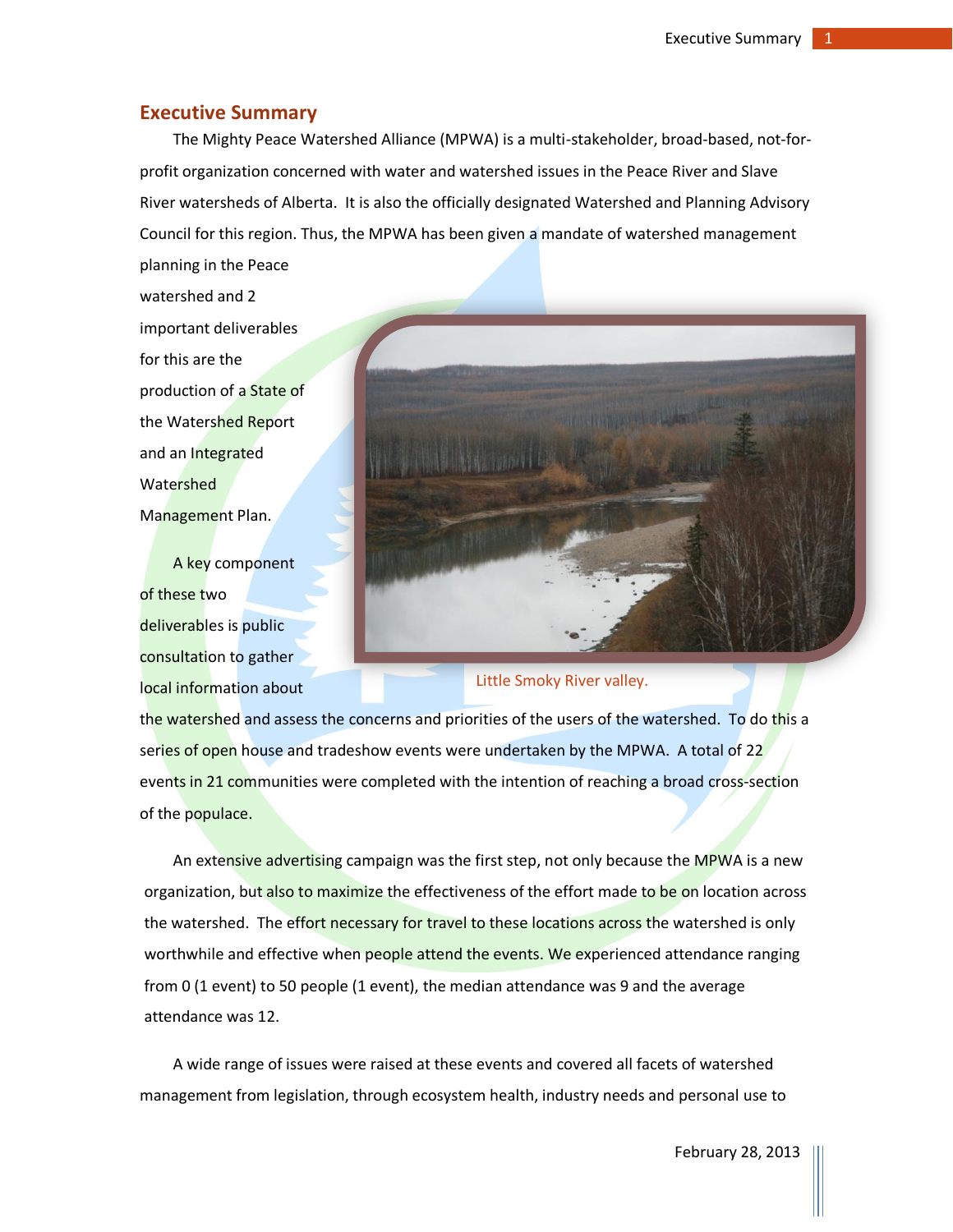## Executive Summary

The Mighty Peace Watershed Alliance (MPWA) is a multi-stakeholder, broad-based, not-for-profit organization concerned with water and watershed issues in the Peace River and Slave River watersheds of Alberta. It is also the officially designated Watershed and Planning Advisory Council for this region. Thus, the MPWA has been given a mandate of watershed management planning in the Peace watershed and 2 important deliverables for this are the production of a State of the Watershed Report and an Integrated Watershed Management Plan.

A key component of these two deliverables is public consultation to gather local information about the watershed and assess the concerns and priorities of the users of the watershed. To do this a series of open house and tradeshow events were undertaken by the MPWA. A total of 22 events in 21 communities were completed with the intention of reaching a broad cross-section of the populace.

Little Smoky River valley.

An extensive advertising campaign was the first step, not only because the MPWA is a new organization, but also to maximize the effectiveness of the effort made to be on location across the watershed. The effort necessary for travel to these locations across the watershed is only worthwhile and effective when people attend the events. We experienced attendance ranging from 0 (1 event) to 50 people (1 event), the median attendance was 9 and the average attendance was 12.

A wide range of issues were raised at these events and covered all facets of watershed management from legislation, through ecosystem health, industry needs and personal use to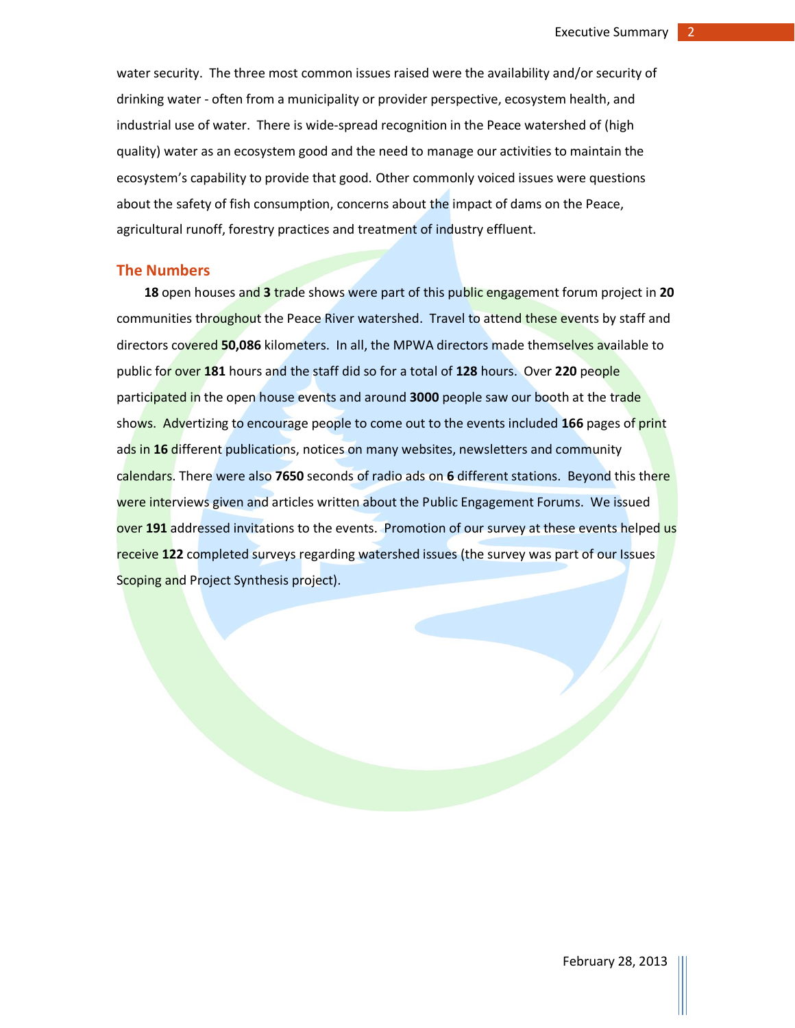water security. The three most common issues raised were the availability and/or security of drinking water - often from a municipality or provider perspective, ecosystem health, and industrial use of water. There is wide-spread recognition in the Peace watershed of (high quality) water as an ecosystem good and the need to manage our activities to maintain the ecosystem's capability to provide that good. Other commonly voiced issues were questions about the safety of fish consumption, concerns about the impact of dams on the Peace, agricultural runoff, forestry practices and treatment of industry effluent.

## The Numbers

**18** open houses and **3** trade shows were part of this public engagement forum project in **20** communities throughout the Peace River watershed. Travel to attend these events by staff and directors covered **50,086** kilometers. In all, the MPWA directors made themselves available to public for over **181** hours and the staff did so for a total of **128** hours. Over **220** people participated in the open house events and around **3000** people saw our booth at the trade shows. Advertizing to encourage people to come out to the events included **166** pages of print ads in **16** different publications, notices on many websites, newsletters and community calendars. There were also **7650** seconds of radio ads on **6** different stations. Beyond this there were interviews given and articles written about the Public Engagement Forums. We issued over **191** addressed invitations to the events. Promotion of our survey at these events helped us receive **122** completed surveys regarding watershed issues (the survey was part of our Issues Scoping and Project Synthesis project).